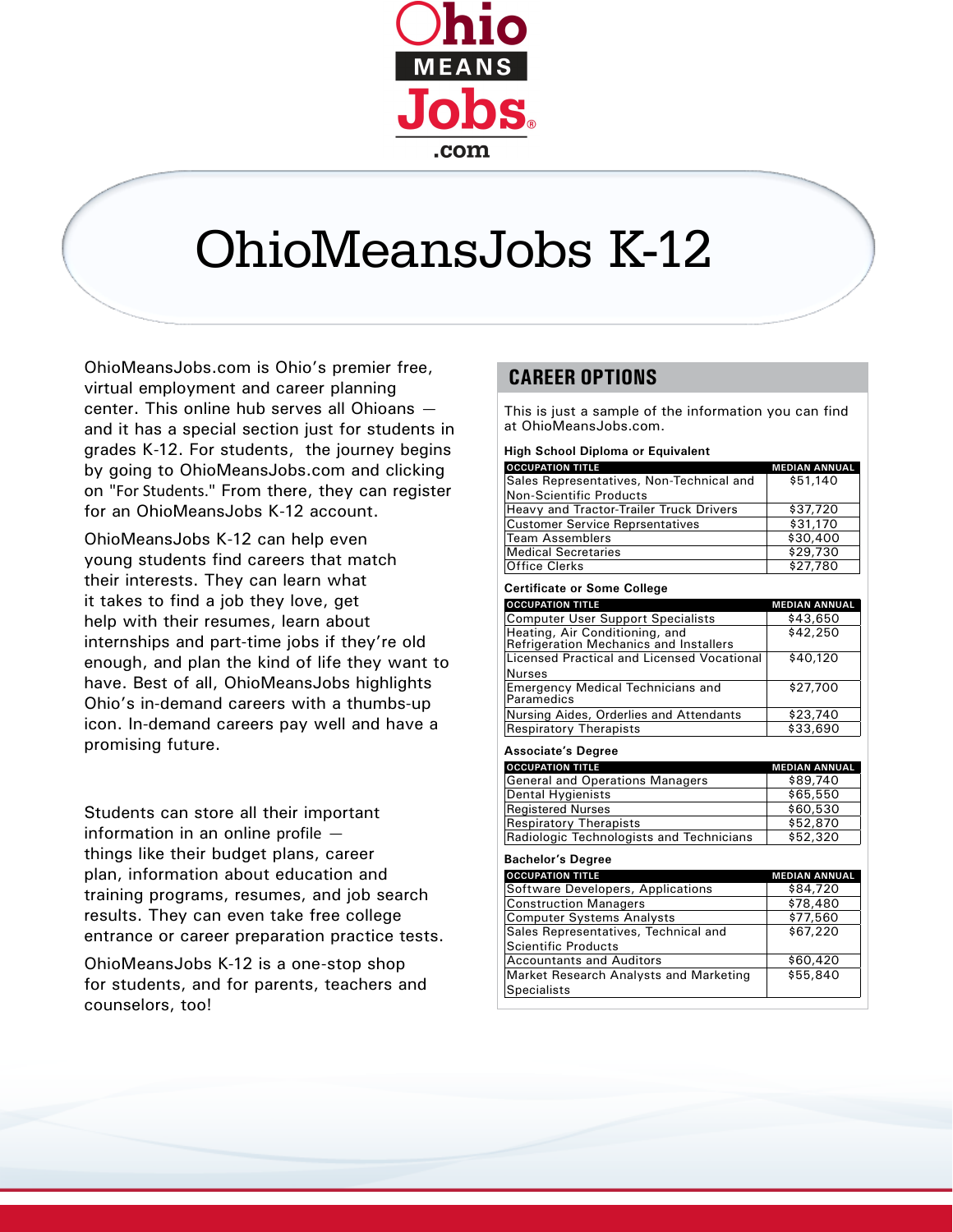# OhioMeansJobs K-12

OhioMeansJobs.com is Ohio's premier free, virtual employment and career planning center. This online hub serves all Ohioans — and it has a special section just for students in grades K-12. For students, the journey begins by going to OhioMeansJobs.com and clicking on "For Students." From there, they can register for an OhioMeansJobs K-12 account.

OhioMeansJobs K-12 can help even young students find careers that match their interests. They can learn what it takes to find a job they love, get help with their resumes, learn about internships and part-time jobs if they're old enough, and plan the kind of life they want to have. Best of all, OhioMeansJobs highlights Ohio's in-demand careers with a thumbs-up icon. In-demand careers pay well and have a promising future.

Students can store all their important information in an online profile — things like their budget plans, career plan, information about education and training programs, resumes, and job search results. They can even take free college entrance or career preparation practice tests.

OhioMeansJobs K-12 is a one-stop shop for students, and for parents, teachers and counselors, too!

## CAREER OPTIONS

This is just a sample of the information you can find at OhioMeansJobs.com.

**High School Diploma or Equivalent**

| OCCUPATION TITLE | MEDIAN ANNUAL |
|---|---|
| Sales Representatives, Non-Technical and Non-Scientific Products | $51,140 |
| Heavy and Tractor-Trailer Truck Drivers | $37,720 |
| Customer Service Reprsentatives | $31,170 |
| Team Assemblers | $30,400 |
| Medical Secretaries | $29,730 |
| Office Clerks | $27,780 |

**Certificate or Some College**

| OCCUPATION TITLE | MEDIAN ANNUAL |
|---|---|
| Computer User Support Specialists | $43,650 |
| Heating, Air Conditioning, and Refrigeration Mechanics and Installers | $42,250 |
| Licensed Practical and Licensed Vocational Nurses | $40,120 |
| Emergency Medical Technicians and Paramedics | $27,700 |
| Nursing Aides, Orderlies and Attendants | $23,740 |
| Respiratory Therapists | $33,690 |

**Associate's Degree**

| OCCUPATION TITLE | MEDIAN ANNUAL |
|---|---|
| General and Operations Managers | $89,740 |
| Dental Hygienists | $65,550 |
| Registered Nurses | $60,530 |
| Respiratory Therapists | $52,870 |
| Radiologic Technologists and Technicians | $52,320 |

**Bachelor's Degree**

| OCCUPATION TITLE | MEDIAN ANNUAL |
|---|---|
| Software Developers, Applications | $84,720 |
| Construction Managers | $78,480 |
| Computer Systems Analysts | $77,560 |
| Sales Representatives, Technical and Scientific Products | $67,220 |
| Accountants and Auditors | $60,420 |
| Market Research Analysts and Marketing Specialists | $55,840 |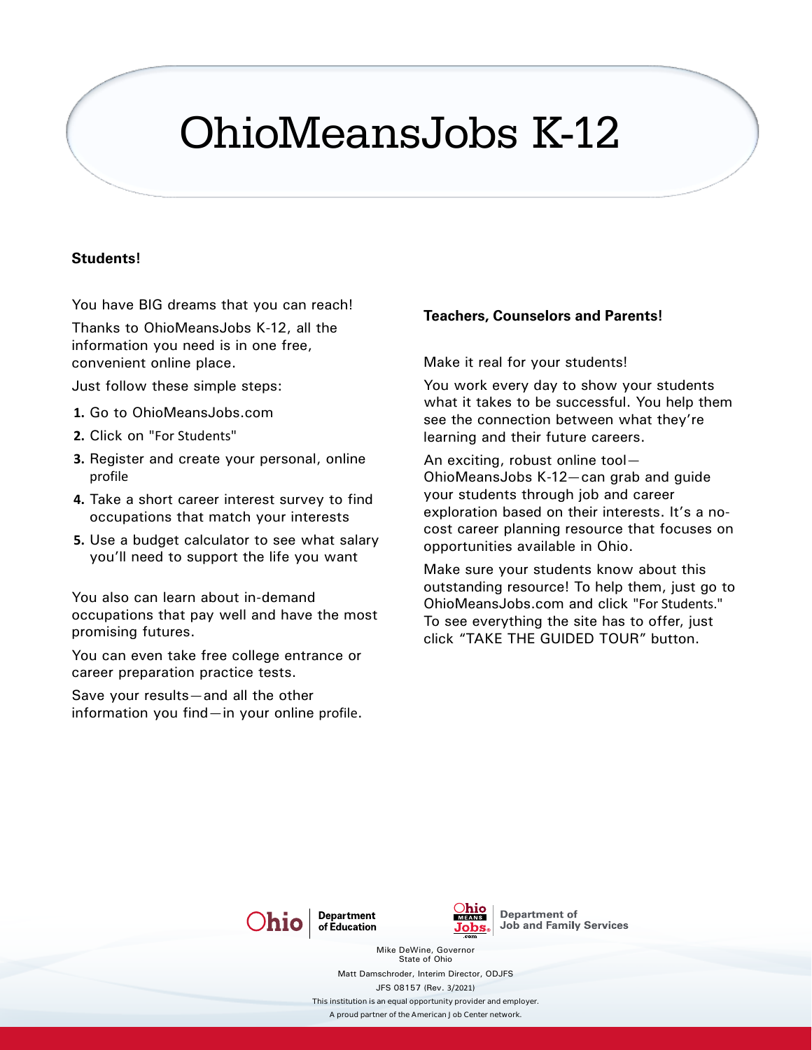# OhioMeansJobs K-12

**Students!**

You have BIG dreams that you can reach!

Thanks to OhioMeansJobs K-12, all the information you need is in one free, convenient online place.

Just follow these simple steps:

1. Go to OhioMeansJobs.com
2. Click on "For Students"
3. Register and create your personal, online profile
4. Take a short career interest survey to find occupations that match your interests
5. Use a budget calculator to see what salary you'll need to support the life you want

You also can learn about in-demand occupations that pay well and have the most promising futures.

You can even take free college entrance or career preparation practice tests.

Save your results—and all the other information you find—in your online profile.

**Teachers, Counselors and Parents!**

Make it real for your students!

You work every day to show your students what it takes to be successful. You help them see the connection between what they're learning and their future careers.

An exciting, robust online tool—OhioMeansJobs K-12—can grab and guide your students through job and career exploration based on their interests. It's a no-cost career planning resource that focuses on opportunities available in Ohio.

Make sure your students know about this outstanding resource! To help them, just go to OhioMeansJobs.com and click "For Students." To see everything the site has to offer, just click "TAKE THE GUIDED TOUR" button.

Ohio Department of Education

Ohio Means Jobs .com Department of Job and Family Services

Mike DeWine, Governor
State of Ohio

Matt Damschroder, Interim Director, ODJFS

JFS 08157 (Rev. 3/2021)

This institution is an equal opportunity provider and employer.

A proud partner of the American Job Center network.